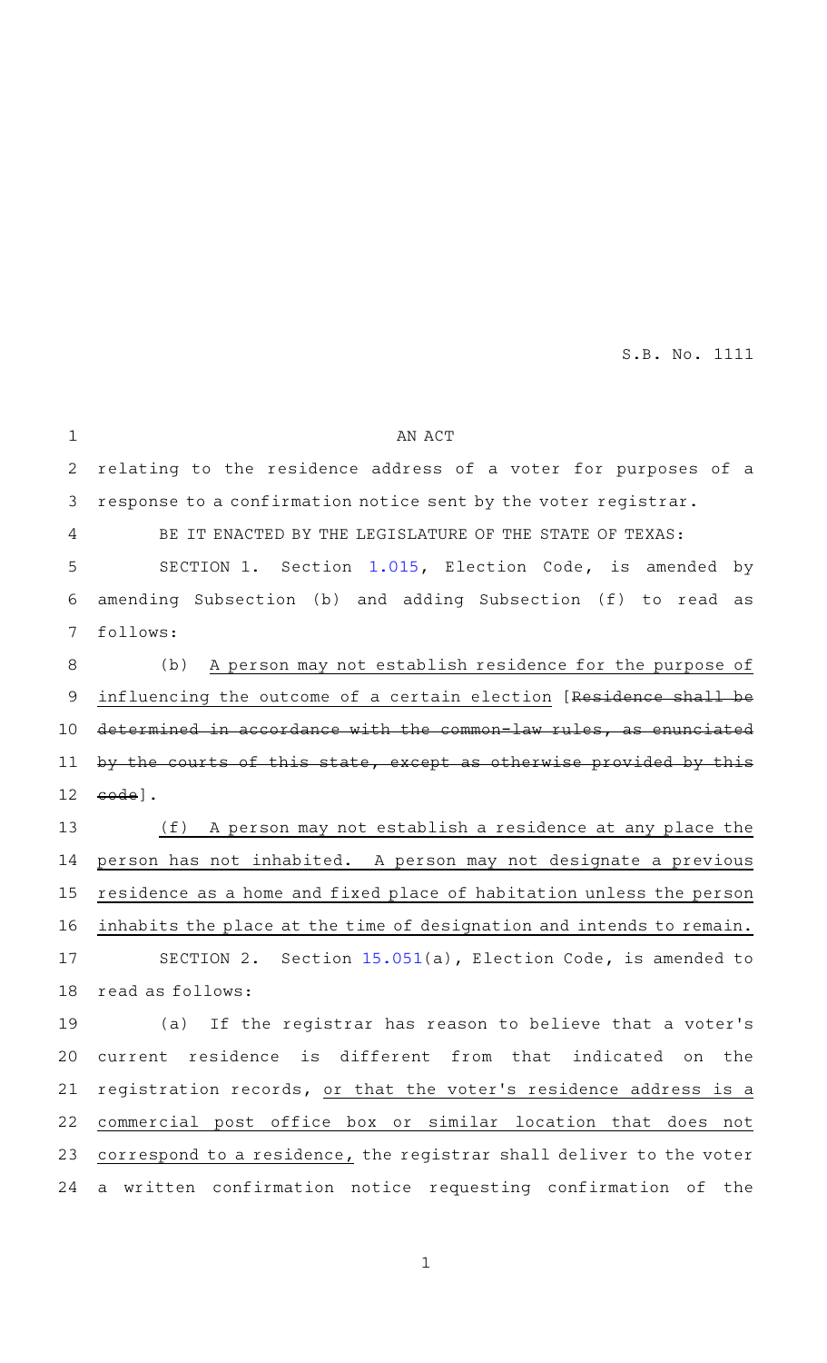S.B. No. 1111

AN ACT

relating to the residence address of a voter for purposes of a response to a confirmation notice sent by the voter registrar.

BE IT ENACTED BY THE LEGISLATURE OF THE STATE OF TEXAS:

SECTION 1. Section 1.015, Election Code, is amended by amending Subsection (b) and adding Subsection (f) to read as follows:

(b) A person may not establish residence for the purpose of influencing the outcome of a certain election [~~Residence shall be determined in accordance with the common-law rules, as enunciated by the courts of this state, except as otherwise provided by this code~~].

(f) A person may not establish a residence at any place the person has not inhabited. A person may not designate a previous residence as a home and fixed place of habitation unless the person inhabits the place at the time of designation and intends to remain.

SECTION 2. Section 15.051(a), Election Code, is amended to read as follows:

(a) If the registrar has reason to believe that a voter's current residence is different from that indicated on the registration records, or that the voter's residence address is a commercial post office box or similar location that does not correspond to a residence, the registrar shall deliver to the voter a written confirmation notice requesting confirmation of the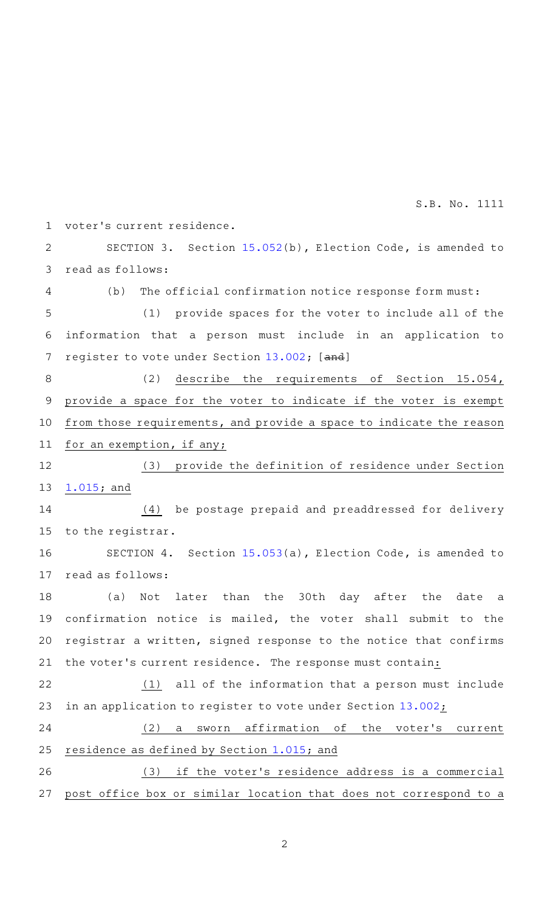voter's current residence.

SECTION 3. Section 15.052(b), Election Code, is amended to read as follows:

(b) The official confirmation notice response form must:

(1) provide spaces for the voter to include all of the information that a person must include in an application to register to vote under Section 13.002; [and]

(2) describe the requirements of Section 15.054, provide a space for the voter to indicate if the voter is exempt from those requirements, and provide a space to indicate the reason for an exemption, if any;

(3) provide the definition of residence under Section 1.015; and

(4) be postage prepaid and preaddressed for delivery to the registrar.

SECTION 4. Section 15.053(a), Election Code, is amended to read as follows:

(a) Not later than the 30th day after the date a confirmation notice is mailed, the voter shall submit to the registrar a written, signed response to the notice that confirms the voter's current residence. The response must contain:

(1) all of the information that a person must include in an application to register to vote under Section 13.002;

(2) a sworn affirmation of the voter's current residence as defined by Section 1.015; and

(3) if the voter's residence address is a commercial post office box or similar location that does not correspond to a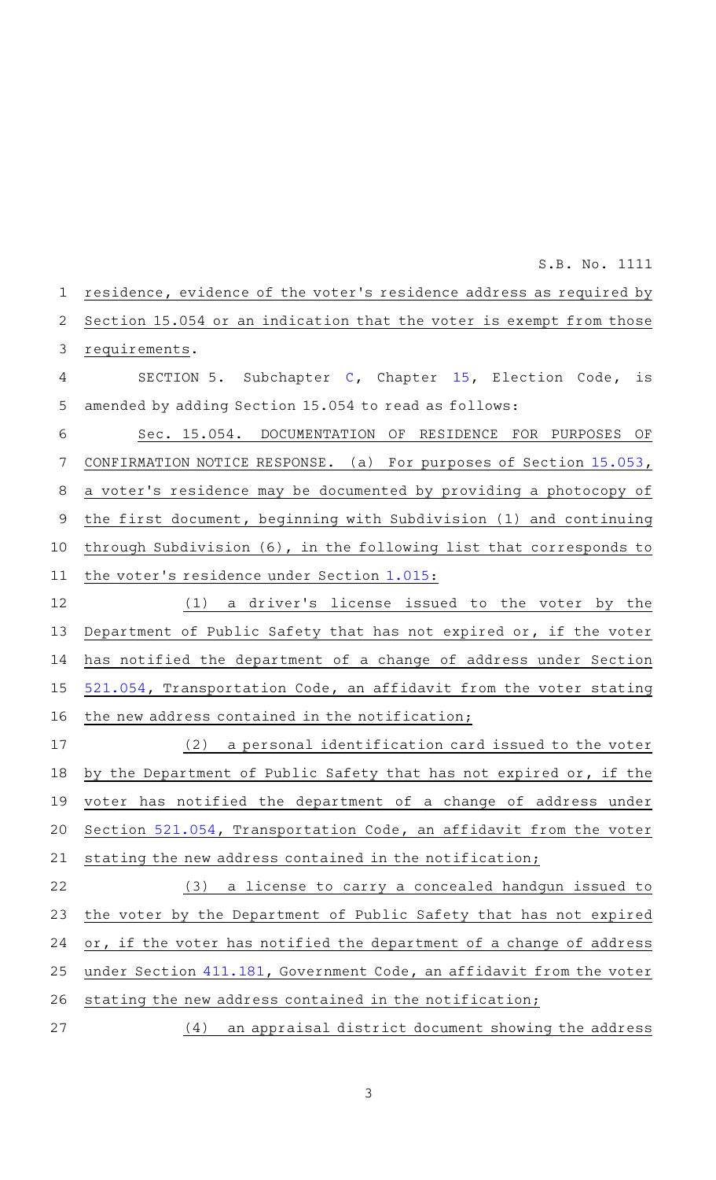residence, evidence of the voter's residence address as required by Section 15.054 or an indication that the voter is exempt from those requirements.

SECTION 5. Subchapter C, Chapter 15, Election Code, is amended by adding Section 15.054 to read as follows:

Sec. 15.054. DOCUMENTATION OF RESIDENCE FOR PURPOSES OF CONFIRMATION NOTICE RESPONSE. (a) For purposes of Section 15.053, a voter's residence may be documented by providing a photocopy of the first document, beginning with Subdivision (1) and continuing through Subdivision (6), in the following list that corresponds to the voter's residence under Section 1.015:

(1) a driver's license issued to the voter by the Department of Public Safety that has not expired or, if the voter has notified the department of a change of address under Section 521.054, Transportation Code, an affidavit from the voter stating the new address contained in the notification;

(2) a personal identification card issued to the voter by the Department of Public Safety that has not expired or, if the voter has notified the department of a change of address under Section 521.054, Transportation Code, an affidavit from the voter stating the new address contained in the notification;

(3) a license to carry a concealed handgun issued to the voter by the Department of Public Safety that has not expired or, if the voter has notified the department of a change of address under Section 411.181, Government Code, an affidavit from the voter stating the new address contained in the notification;

(4) an appraisal district document showing the address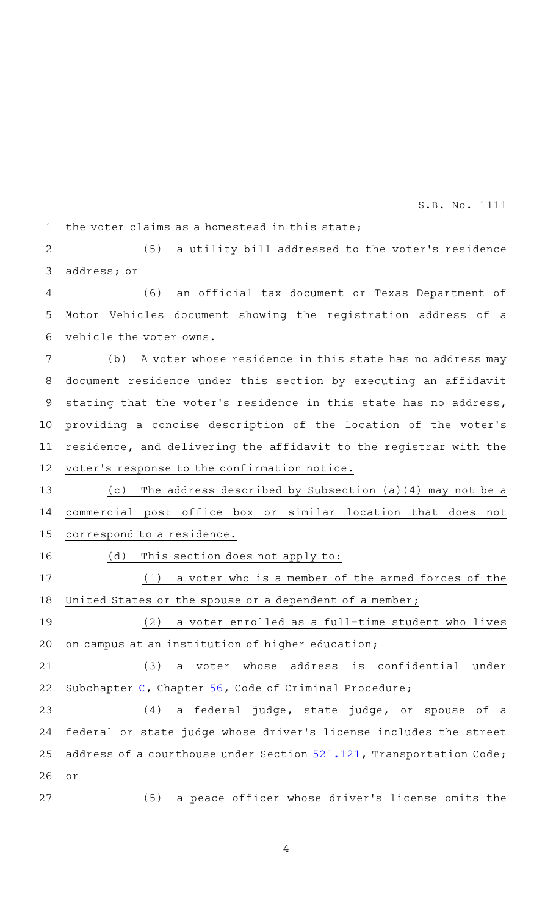the voter claims as a homestead in this state;

(5) a utility bill addressed to the voter's residence address; or

(6) an official tax document or Texas Department of Motor Vehicles document showing the registration address of a vehicle the voter owns.

(b) A voter whose residence in this state has no address may document residence under this section by executing an affidavit stating that the voter's residence in this state has no address, providing a concise description of the location of the voter's residence, and delivering the affidavit to the registrar with the voter's response to the confirmation notice.

(c) The address described by Subsection (a)(4) may not be a commercial post office box or similar location that does not correspond to a residence.

(d) This section does not apply to:

(1) a voter who is a member of the armed forces of the United States or the spouse or a dependent of a member;

(2) a voter enrolled as a full-time student who lives on campus at an institution of higher education;

(3) a voter whose address is confidential under Subchapter C, Chapter 56, Code of Criminal Procedure;

(4) a federal judge, state judge, or spouse of a federal or state judge whose driver's license includes the street address of a courthouse under Section 521.121, Transportation Code; or

(5) a peace officer whose driver's license omits the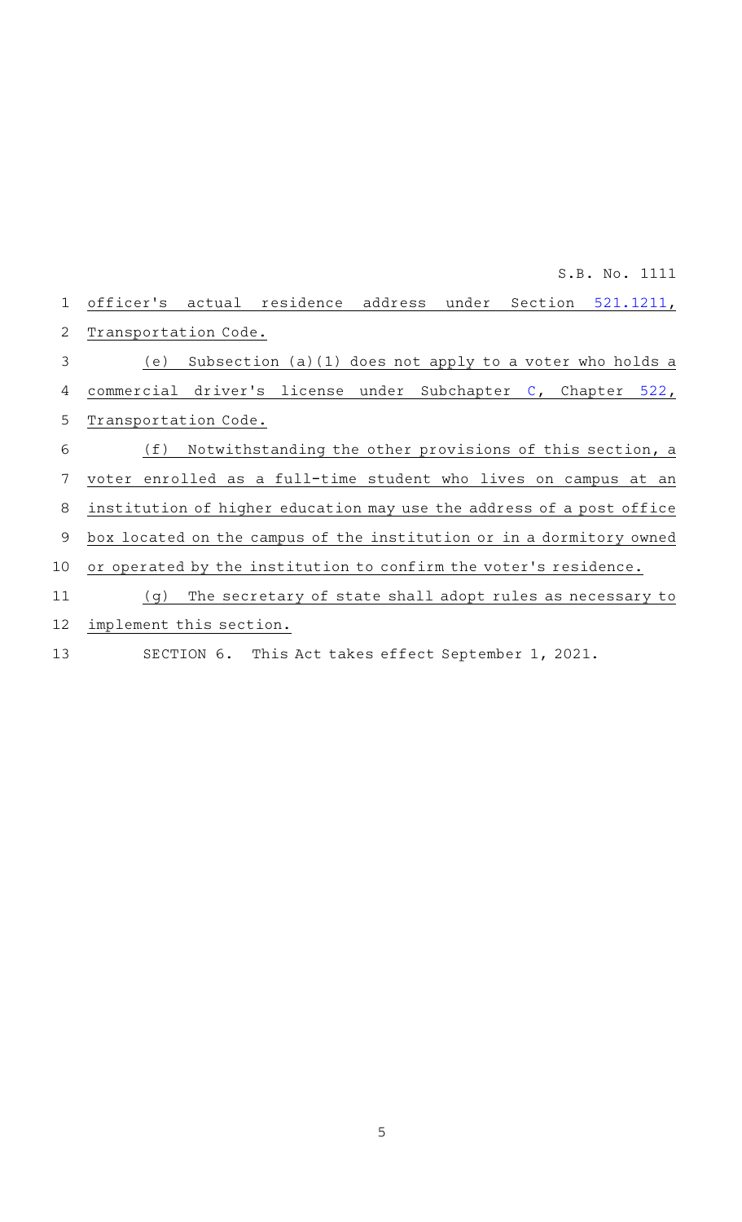officer's actual residence address under Section 521.1211, Transportation Code.

(e) Subsection (a)(1) does not apply to a voter who holds a commercial driver's license under Subchapter C, Chapter 522, Transportation Code.

(f) Notwithstanding the other provisions of this section, a voter enrolled as a full-time student who lives on campus at an institution of higher education may use the address of a post office box located on the campus of the institution or in a dormitory owned or operated by the institution to confirm the voter's residence.

(g) The secretary of state shall adopt rules as necessary to implement this section.

SECTION 6. This Act takes effect September 1, 2021.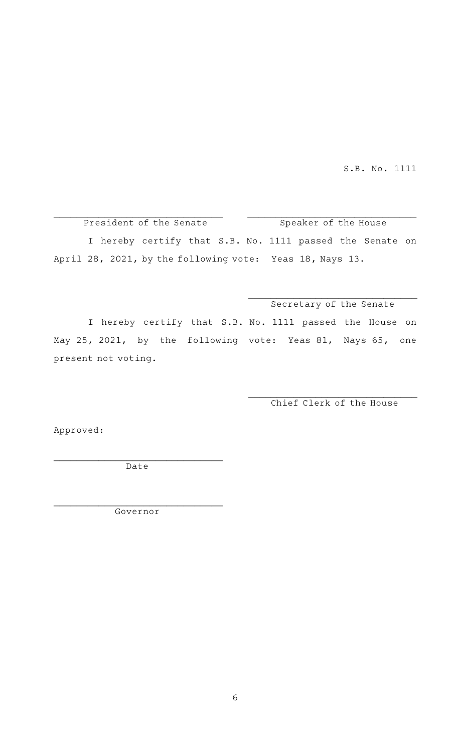S.B. No. 1111

______________________________ ______________________________

President of the Senate Speaker of the House

I hereby certify that S.B. No. 1111 passed the Senate on April 28, 2021, by the following vote: Yeas 18, Nays 13.

______________________________

Secretary of the Senate

I hereby certify that S.B. No. 1111 passed the House on May 25, 2021, by the following vote: Yeas 81, Nays 65, one present not voting.

______________________________

Chief Clerk of the House

Approved:

______________________________

Date

______________________________

Governor